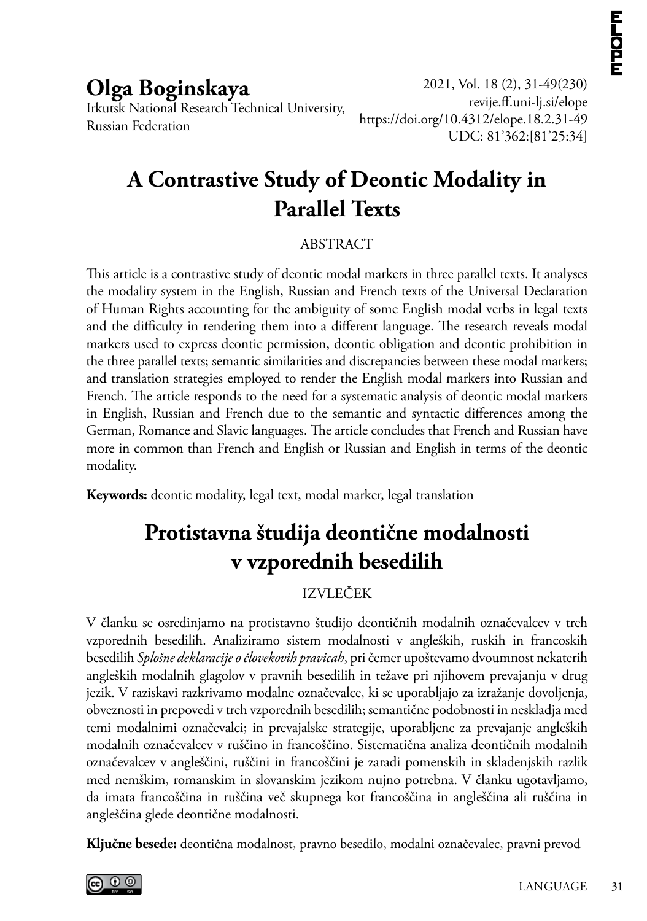**Olga Boginskaya**
Irkutsk National Research Technical University, Russian Federation

2021, Vol. 18 (2), 31-49(230)
revije.ff.uni-lj.si/elope
https://doi.org/10.4312/elope.18.2.31-49
UDC: 81'362:[81'25:34]

# A Contrastive Study of Deontic Modality in Parallel Texts

## ABSTRACT

This article is a contrastive study of deontic modal markers in three parallel texts. It analyses the modality system in the English, Russian and French texts of the Universal Declaration of Human Rights accounting for the ambiguity of some English modal verbs in legal texts and the difficulty in rendering them into a different language. The research reveals modal markers used to express deontic permission, deontic obligation and deontic prohibition in the three parallel texts; semantic similarities and discrepancies between these modal markers; and translation strategies employed to render the English modal markers into Russian and French. The article responds to the need for a systematic analysis of deontic modal markers in English, Russian and French due to the semantic and syntactic differences among the German, Romance and Slavic languages. The article concludes that French and Russian have more in common than French and English or Russian and English in terms of the deontic modality.

**Keywords:** deontic modality, legal text, modal marker, legal translation

# Protistavna študija deontične modalnosti v vzporednih besedilih

## IZVLEČEK

V članku se osredinjamo na protistavno študijo deontičnih modalnih označevalcev v treh vzporednih besedilih. Analiziramo sistem modalnosti v angleških, ruskih in francoskih besedilih *Splošne deklaracije o človekovih pravicah*, pri čemer upoštevamo dvoumnost nekaterih angleških modalnih glagolov v pravnih besedilih in težave pri njihovem prevajanju v drug jezik. V raziskavi razkrivamo modalne označevalce, ki se uporabljajo za izražanje dovoljenja, obveznosti in prepovedi v treh vzporednih besedilih; semantične podobnosti in neskladja med temi modalnimi označevalci; in prevajalske strategije, uporabljene za prevajanje angleških modalnih označevalcev v ruščino in francoščino. Sistematična analiza deontičnih modalnih označevalcev v angleščini, ruščini in francoščini je zaradi pomenskih in skladenjskih razlik med nemškim, romanskim in slovanskim jezikom nujno potrebna. V članku ugotavljamo, da imata francoščina in ruščina več skupnega kot francoščina in angleščina ali ruščina in angleščina glede deontične modalnosti.

**Ključne besede:** deontična modalnost, pravno besedilo, modalni označevalec, pravni prevod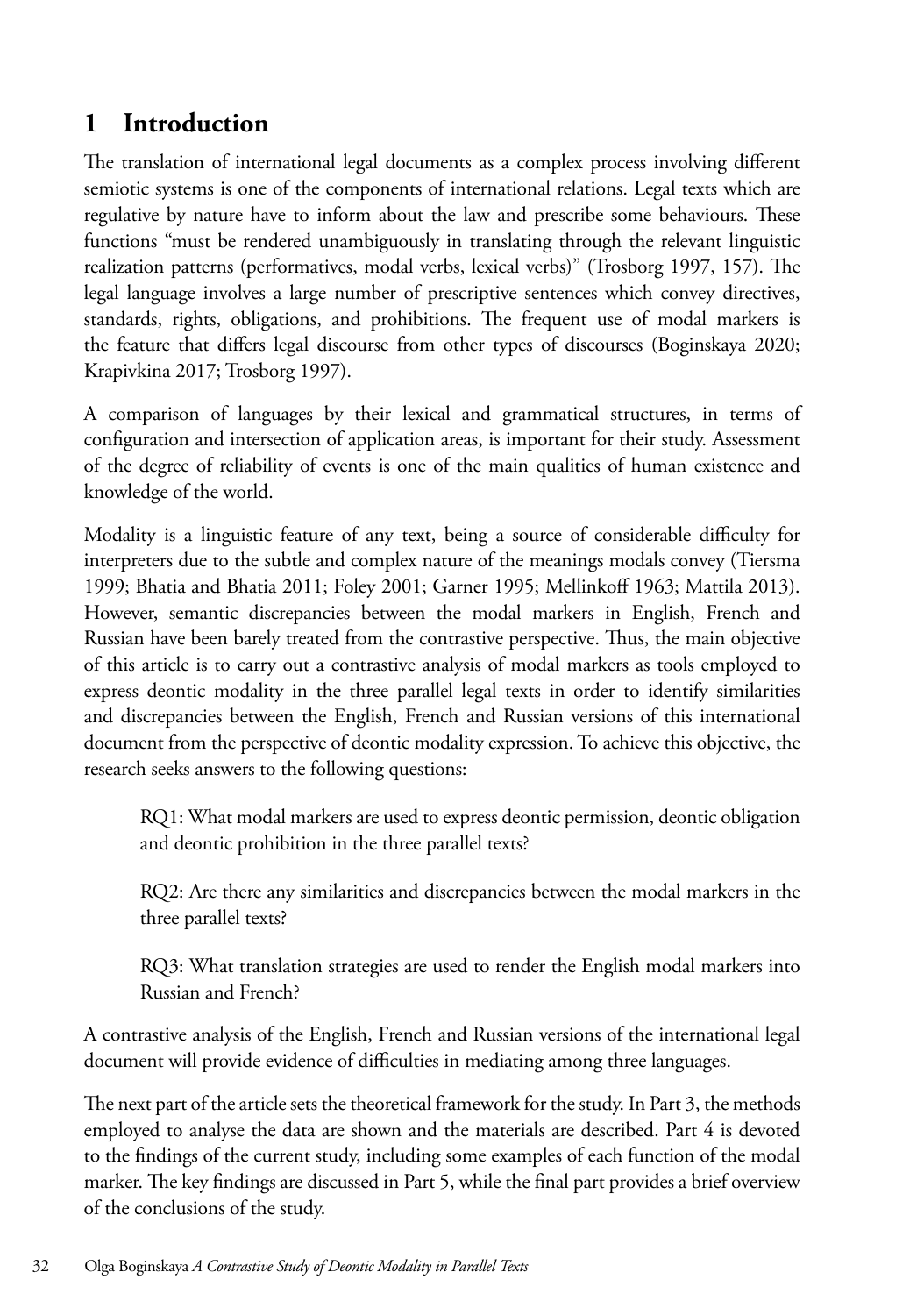# 1 Introduction

The translation of international legal documents as a complex process involving different semiotic systems is one of the components of international relations. Legal texts which are regulative by nature have to inform about the law and prescribe some behaviours. These functions "must be rendered unambiguously in translating through the relevant linguistic realization patterns (performatives, modal verbs, lexical verbs)" (Trosborg 1997, 157). The legal language involves a large number of prescriptive sentences which convey directives, standards, rights, obligations, and prohibitions. The frequent use of modal markers is the feature that differs legal discourse from other types of discourses (Boginskaya 2020; Krapivkina 2017; Trosborg 1997).

A comparison of languages by their lexical and grammatical structures, in terms of configuration and intersection of application areas, is important for their study. Assessment of the degree of reliability of events is one of the main qualities of human existence and knowledge of the world.

Modality is a linguistic feature of any text, being a source of considerable difficulty for interpreters due to the subtle and complex nature of the meanings modals convey (Tiersma 1999; Bhatia and Bhatia 2011; Foley 2001; Garner 1995; Mellinkoff 1963; Mattila 2013). However, semantic discrepancies between the modal markers in English, French and Russian have been barely treated from the contrastive perspective. Thus, the main objective of this article is to carry out a contrastive analysis of modal markers as tools employed to express deontic modality in the three parallel legal texts in order to identify similarities and discrepancies between the English, French and Russian versions of this international document from the perspective of deontic modality expression. To achieve this objective, the research seeks answers to the following questions:

> RQ1: What modal markers are used to express deontic permission, deontic obligation and deontic prohibition in the three parallel texts?
>
> RQ2: Are there any similarities and discrepancies between the modal markers in the three parallel texts?
>
> RQ3: What translation strategies are used to render the English modal markers into Russian and French?

A contrastive analysis of the English, French and Russian versions of the international legal document will provide evidence of difficulties in mediating among three languages.

The next part of the article sets the theoretical framework for the study. In Part 3, the methods employed to analyse the data are shown and the materials are described. Part 4 is devoted to the findings of the current study, including some examples of each function of the modal marker. The key findings are discussed in Part 5, while the final part provides a brief overview of the conclusions of the study.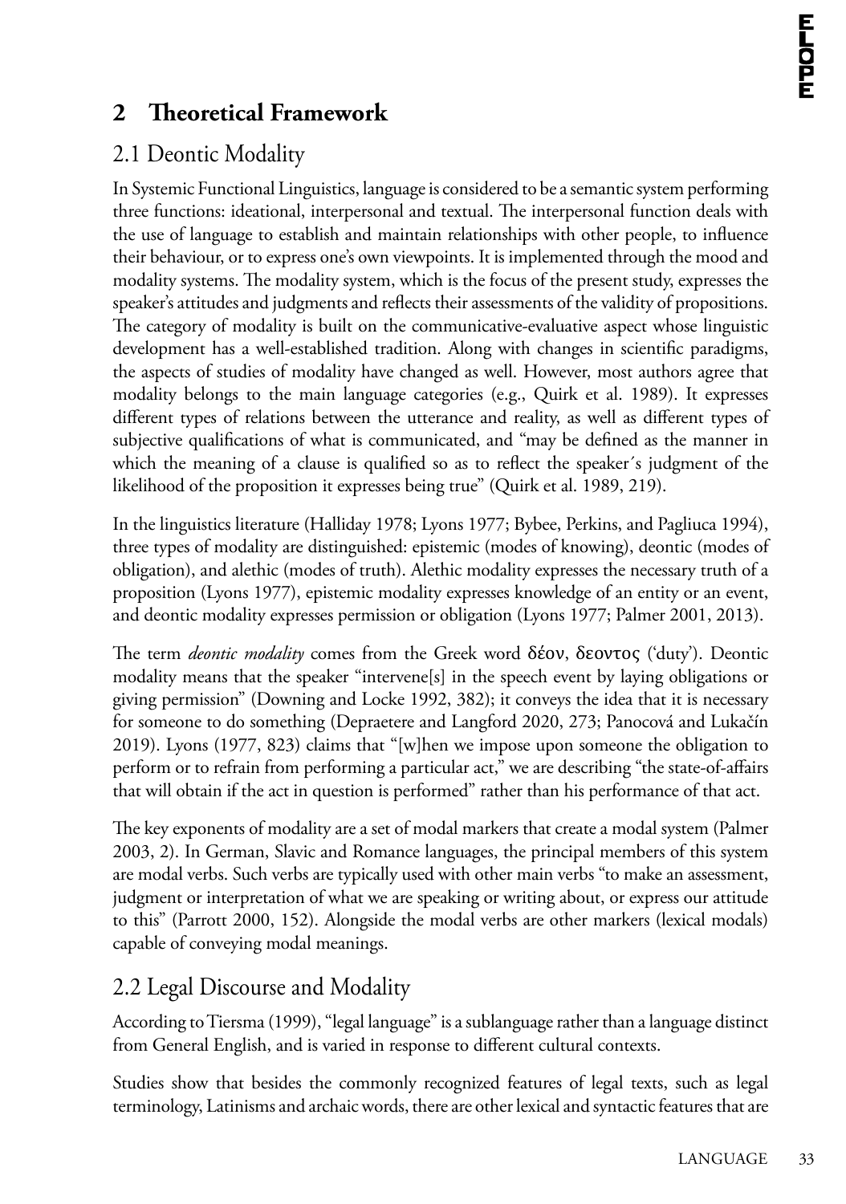## 2 Theoretical Framework

### 2.1 Deontic Modality

In Systemic Functional Linguistics, language is considered to be a semantic system performing three functions: ideational, interpersonal and textual. The interpersonal function deals with the use of language to establish and maintain relationships with other people, to influence their behaviour, or to express one's own viewpoints. It is implemented through the mood and modality systems. The modality system, which is the focus of the present study, expresses the speaker's attitudes and judgments and reflects their assessments of the validity of propositions. The category of modality is built on the communicative-evaluative aspect whose linguistic development has a well-established tradition. Along with changes in scientific paradigms, the aspects of studies of modality have changed as well. However, most authors agree that modality belongs to the main language categories (e.g., Quirk et al. 1989). It expresses different types of relations between the utterance and reality, as well as different types of subjective qualifications of what is communicated, and "may be defined as the manner in which the meaning of a clause is qualified so as to reflect the speaker´s judgment of the likelihood of the proposition it expresses being true" (Quirk et al. 1989, 219).

In the linguistics literature (Halliday 1978; Lyons 1977; Bybee, Perkins, and Pagliuca 1994), three types of modality are distinguished: epistemic (modes of knowing), deontic (modes of obligation), and alethic (modes of truth). Alethic modality expresses the necessary truth of a proposition (Lyons 1977), epistemic modality expresses knowledge of an entity or an event, and deontic modality expresses permission or obligation (Lyons 1977; Palmer 2001, 2013).

The term *deontic modality* comes from the Greek word δέον, δεοντος ('duty'). Deontic modality means that the speaker "intervene[s] in the speech event by laying obligations or giving permission" (Downing and Locke 1992, 382); it conveys the idea that it is necessary for someone to do something (Depraetere and Langford 2020, 273; Panocová and Lukačín 2019). Lyons (1977, 823) claims that "[w]hen we impose upon someone the obligation to perform or to refrain from performing a particular act," we are describing "the state-of-affairs that will obtain if the act in question is performed" rather than his performance of that act.

The key exponents of modality are a set of modal markers that create a modal system (Palmer 2003, 2). In German, Slavic and Romance languages, the principal members of this system are modal verbs. Such verbs are typically used with other main verbs "to make an assessment, judgment or interpretation of what we are speaking or writing about, or express our attitude to this" (Parrott 2000, 152). Alongside the modal verbs are other markers (lexical modals) capable of conveying modal meanings.

### 2.2 Legal Discourse and Modality

According to Tiersma (1999), "legal language" is a sublanguage rather than a language distinct from General English, and is varied in response to different cultural contexts.

Studies show that besides the commonly recognized features of legal texts, such as legal terminology, Latinisms and archaic words, there are other lexical and syntactic features that are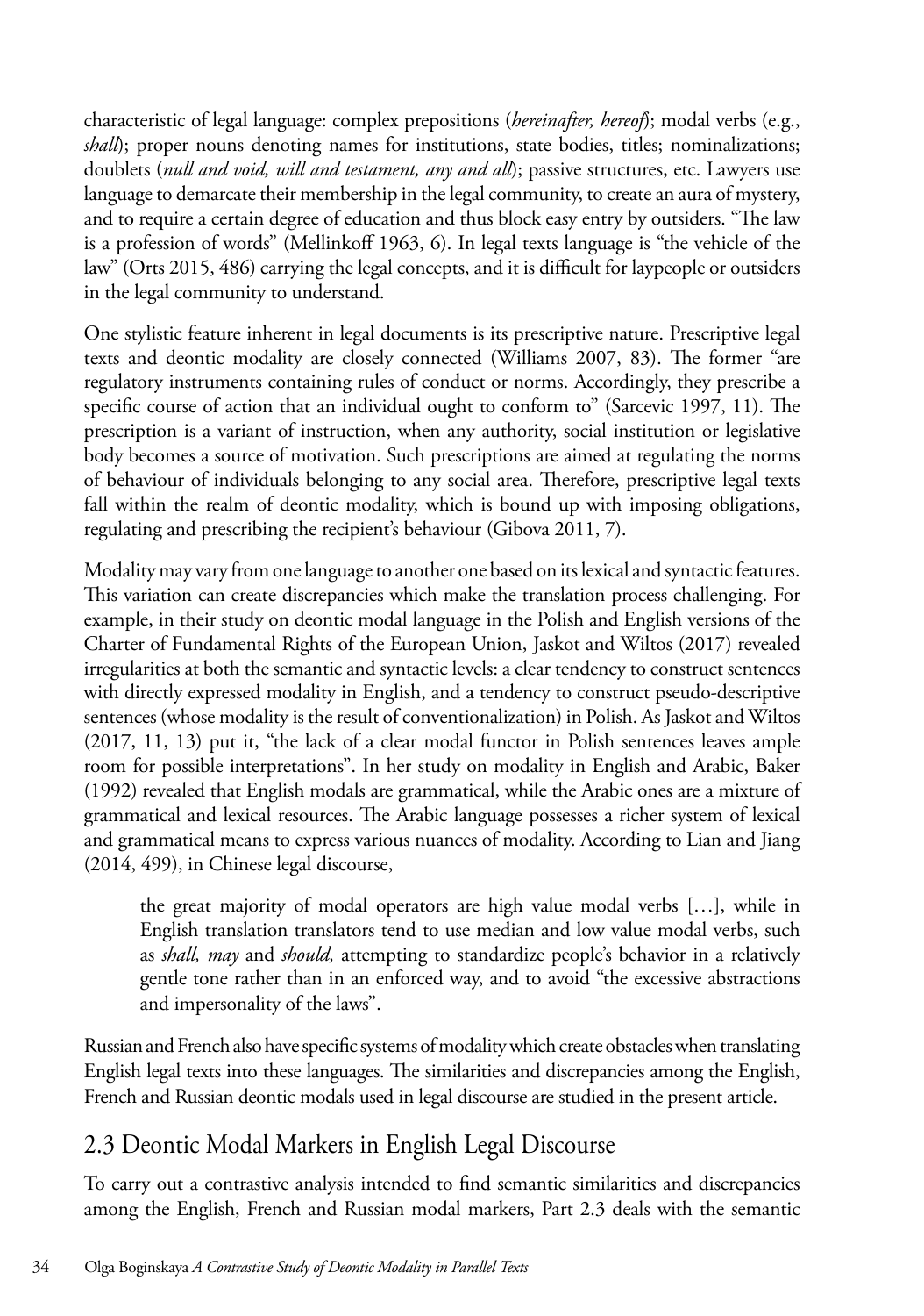characteristic of legal language: complex prepositions (*hereinafter, hereof*); modal verbs (e.g., *shall*); proper nouns denoting names for institutions, state bodies, titles; nominalizations; doublets (*null and void, will and testament, any and all*); passive structures, etc. Lawyers use language to demarcate their membership in the legal community, to create an aura of mystery, and to require a certain degree of education and thus block easy entry by outsiders. "The law is a profession of words" (Mellinkoff 1963, 6). In legal texts language is "the vehicle of the law" (Orts 2015, 486) carrying the legal concepts, and it is difficult for laypeople or outsiders in the legal community to understand.

One stylistic feature inherent in legal documents is its prescriptive nature. Prescriptive legal texts and deontic modality are closely connected (Williams 2007, 83). The former "are regulatory instruments containing rules of conduct or norms. Accordingly, they prescribe a specific course of action that an individual ought to conform to" (Sarcevic 1997, 11). The prescription is a variant of instruction, when any authority, social institution or legislative body becomes a source of motivation. Such prescriptions are aimed at regulating the norms of behaviour of individuals belonging to any social area. Therefore, prescriptive legal texts fall within the realm of deontic modality, which is bound up with imposing obligations, regulating and prescribing the recipient's behaviour (Gibova 2011, 7).

Modality may vary from one language to another one based on its lexical and syntactic features. This variation can create discrepancies which make the translation process challenging. For example, in their study on deontic modal language in the Polish and English versions of the Charter of Fundamental Rights of the European Union, Jaskot and Wiltos (2017) revealed irregularities at both the semantic and syntactic levels: a clear tendency to construct sentences with directly expressed modality in English, and a tendency to construct pseudo-descriptive sentences (whose modality is the result of conventionalization) in Polish. As Jaskot and Wiltos (2017, 11, 13) put it, "the lack of a clear modal functor in Polish sentences leaves ample room for possible interpretations". In her study on modality in English and Arabic, Baker (1992) revealed that English modals are grammatical, while the Arabic ones are a mixture of grammatical and lexical resources. The Arabic language possesses a richer system of lexical and grammatical means to express various nuances of modality. According to Lian and Jiang (2014, 499), in Chinese legal discourse,

> the great majority of modal operators are high value modal verbs […], while in English translation translators tend to use median and low value modal verbs, such as *shall, may* and *should,* attempting to standardize people's behavior in a relatively gentle tone rather than in an enforced way, and to avoid "the excessive abstractions and impersonality of the laws".

Russian and French also have specific systems of modality which create obstacles when translating English legal texts into these languages. The similarities and discrepancies among the English, French and Russian deontic modals used in legal discourse are studied in the present article.

## 2.3 Deontic Modal Markers in English Legal Discourse

To carry out a contrastive analysis intended to find semantic similarities and discrepancies among the English, French and Russian modal markers, Part 2.3 deals with the semantic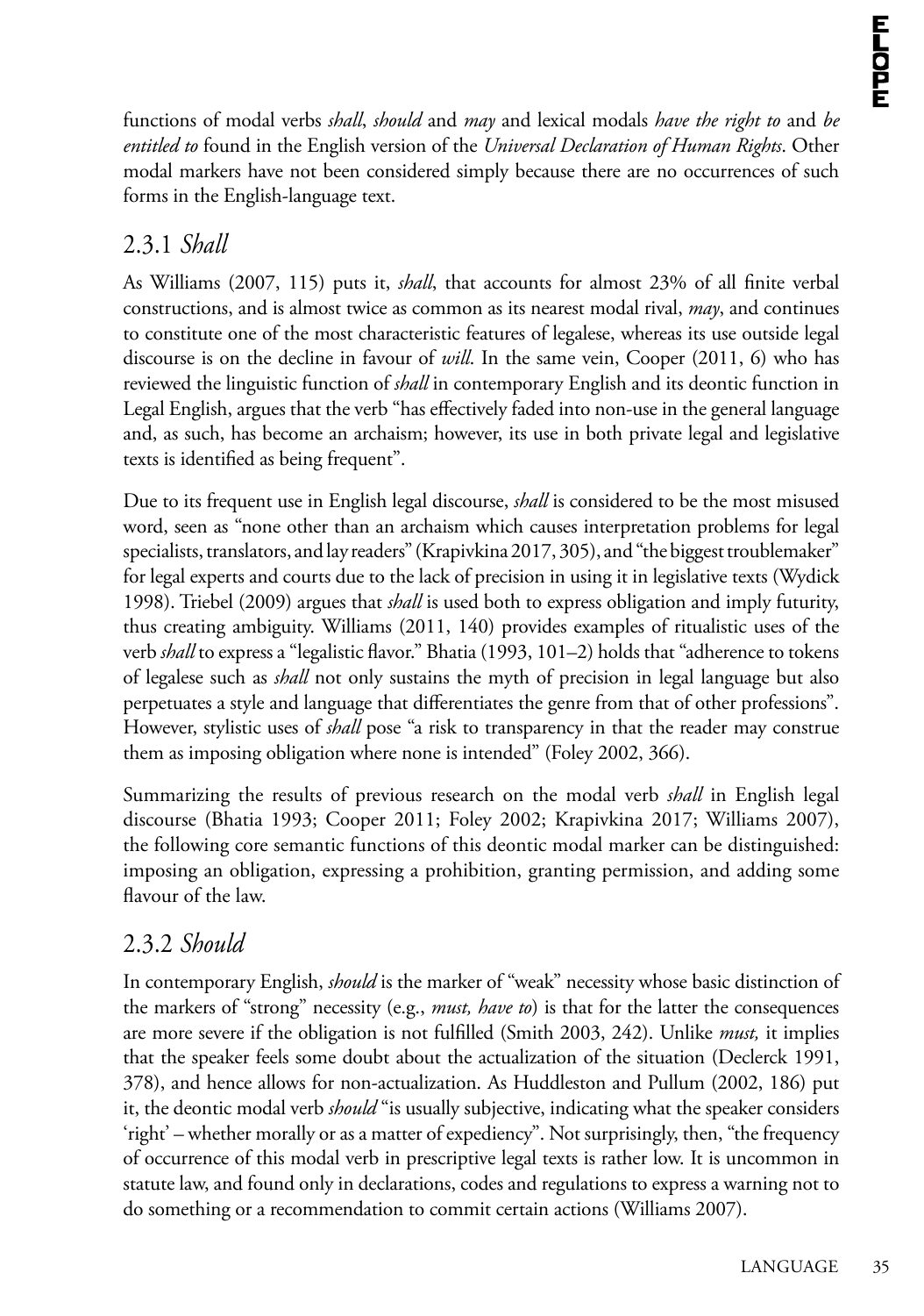functions of modal verbs *shall*, *should* and *may* and lexical modals *have the right to* and *be entitled to* found in the English version of the *Universal Declaration of Human Rights*. Other modal markers have not been considered simply because there are no occurrences of such forms in the English-language text.

### 2.3.1 *Shall*

As Williams (2007, 115) puts it, *shall*, that accounts for almost 23% of all finite verbal constructions, and is almost twice as common as its nearest modal rival, *may*, and continues to constitute one of the most characteristic features of legalese, whereas its use outside legal discourse is on the decline in favour of *will*. In the same vein, Cooper (2011, 6) who has reviewed the linguistic function of *shall* in contemporary English and its deontic function in Legal English, argues that the verb "has effectively faded into non-use in the general language and, as such, has become an archaism; however, its use in both private legal and legislative texts is identified as being frequent".

Due to its frequent use in English legal discourse, *shall* is considered to be the most misused word, seen as "none other than an archaism which causes interpretation problems for legal specialists, translators, and lay readers" (Krapivkina 2017, 305), and "the biggest troublemaker" for legal experts and courts due to the lack of precision in using it in legislative texts (Wydick 1998). Triebel (2009) argues that *shall* is used both to express obligation and imply futurity, thus creating ambiguity. Williams (2011, 140) provides examples of ritualistic uses of the verb *shall* to express a "legalistic flavor." Bhatia (1993, 101–2) holds that "adherence to tokens of legalese such as *shall* not only sustains the myth of precision in legal language but also perpetuates a style and language that differentiates the genre from that of other professions". However, stylistic uses of *shall* pose "a risk to transparency in that the reader may construe them as imposing obligation where none is intended" (Foley 2002, 366).

Summarizing the results of previous research on the modal verb *shall* in English legal discourse (Bhatia 1993; Cooper 2011; Foley 2002; Krapivkina 2017; Williams 2007), the following core semantic functions of this deontic modal marker can be distinguished: imposing an obligation, expressing a prohibition, granting permission, and adding some flavour of the law.

### 2.3.2 *Should*

In contemporary English, *should* is the marker of "weak" necessity whose basic distinction of the markers of "strong" necessity (e.g., *must, have to*) is that for the latter the consequences are more severe if the obligation is not fulfilled (Smith 2003, 242). Unlike *must,* it implies that the speaker feels some doubt about the actualization of the situation (Declerck 1991, 378), and hence allows for non-actualization. As Huddleston and Pullum (2002, 186) put it, the deontic modal verb *should* "is usually subjective, indicating what the speaker considers 'right' – whether morally or as a matter of expediency". Not surprisingly, then, "the frequency of occurrence of this modal verb in prescriptive legal texts is rather low. It is uncommon in statute law, and found only in declarations, codes and regulations to express a warning not to do something or a recommendation to commit certain actions (Williams 2007).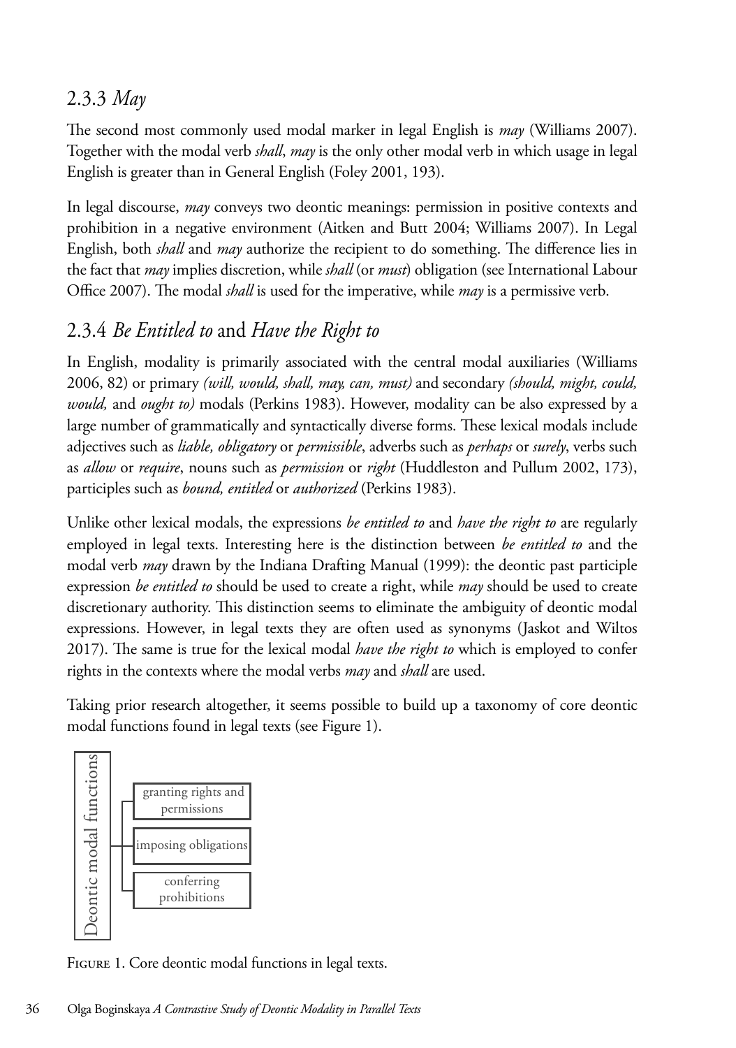### 2.3.3 *May*

The second most commonly used modal marker in legal English is *may* (Williams 2007). Together with the modal verb *shall*, *may* is the only other modal verb in which usage in legal English is greater than in General English (Foley 2001, 193).

In legal discourse, *may* conveys two deontic meanings: permission in positive contexts and prohibition in a negative environment (Aitken and Butt 2004; Williams 2007). In Legal English, both *shall* and *may* authorize the recipient to do something. The difference lies in the fact that *may* implies discretion, while *shall* (or *must*) obligation (see International Labour Office 2007). The modal *shall* is used for the imperative, while *may* is a permissive verb.

### 2.3.4 *Be Entitled to* and *Have the Right to*

In English, modality is primarily associated with the central modal auxiliaries (Williams 2006, 82) or primary *(will, would, shall, may, can, must)* and secondary *(should, might, could, would,* and *ought to)* modals (Perkins 1983). However, modality can be also expressed by a large number of grammatically and syntactically diverse forms. These lexical modals include adjectives such as *liable, obligatory* or *permissible*, adverbs such as *perhaps* or *surely*, verbs such as *allow* or *require*, nouns such as *permission* or *right* (Huddleston and Pullum 2002, 173), participles such as *bound, entitled* or *authorized* (Perkins 1983).

Unlike other lexical modals, the expressions *be entitled to* and *have the right to* are regularly employed in legal texts. Interesting here is the distinction between *be entitled to* and the modal verb *may* drawn by the Indiana Drafting Manual (1999): the deontic past participle expression *be entitled to* should be used to create a right, while *may* should be used to create discretionary authority. This distinction seems to eliminate the ambiguity of deontic modal expressions. However, in legal texts they are often used as synonyms (Jaskot and Wiltos 2017). The same is true for the lexical modal *have the right to* which is employed to confer rights in the contexts where the modal verbs *may* and *shall* are used.

Taking prior research altogether, it seems possible to build up a taxonomy of core deontic modal functions found in legal texts (see Figure 1).

Deontic modal functions
- granting rights and permissions
- imposing obligations
- conferring prohibitions

Figure 1. Core deontic modal functions in legal texts.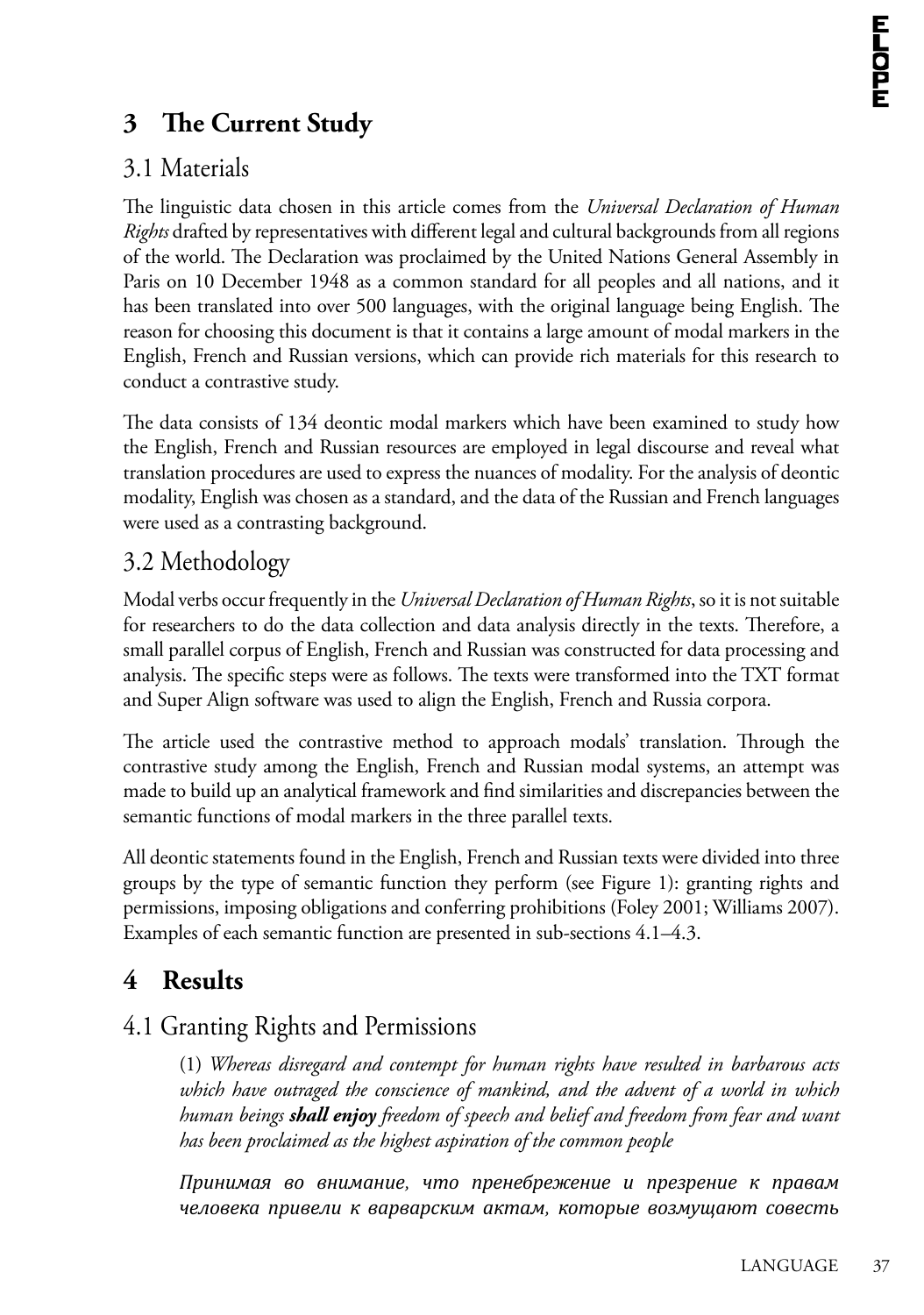## 3 The Current Study

### 3.1 Materials

The linguistic data chosen in this article comes from the *Universal Declaration of Human Rights* drafted by representatives with different legal and cultural backgrounds from all regions of the world. The Declaration was proclaimed by the United Nations General Assembly in Paris on 10 December 1948 as a common standard for all peoples and all nations, and it has been translated into over 500 languages, with the original language being English. The reason for choosing this document is that it contains a large amount of modal markers in the English, French and Russian versions, which can provide rich materials for this research to conduct a contrastive study.

The data consists of 134 deontic modal markers which have been examined to study how the English, French and Russian resources are employed in legal discourse and reveal what translation procedures are used to express the nuances of modality. For the analysis of deontic modality, English was chosen as a standard, and the data of the Russian and French languages were used as a contrasting background.

### 3.2 Methodology

Modal verbs occur frequently in the *Universal Declaration of Human Rights*, so it is not suitable for researchers to do the data collection and data analysis directly in the texts. Therefore, a small parallel corpus of English, French and Russian was constructed for data processing and analysis. The specific steps were as follows. The texts were transformed into the TXT format and Super Align software was used to align the English, French and Russia corpora.

The article used the contrastive method to approach modals' translation. Through the contrastive study among the English, French and Russian modal systems, an attempt was made to build up an analytical framework and find similarities and discrepancies between the semantic functions of modal markers in the three parallel texts.

All deontic statements found in the English, French and Russian texts were divided into three groups by the type of semantic function they perform (see Figure 1): granting rights and permissions, imposing obligations and conferring prohibitions (Foley 2001; Williams 2007). Examples of each semantic function are presented in sub-sections 4.1–4.3.

## 4 Results

### 4.1 Granting Rights and Permissions

> (1) *Whereas disregard and contempt for human rights have resulted in barbarous acts which have outraged the conscience of mankind, and the advent of a world in which human beings* ***shall enjoy*** *freedom of speech and belief and freedom from fear and want has been proclaimed as the highest aspiration of the common people*
>
> *Принимая во внимание, что пренебрежение и презрение к правам человека привели к варварским актам, которые возмущают совесть*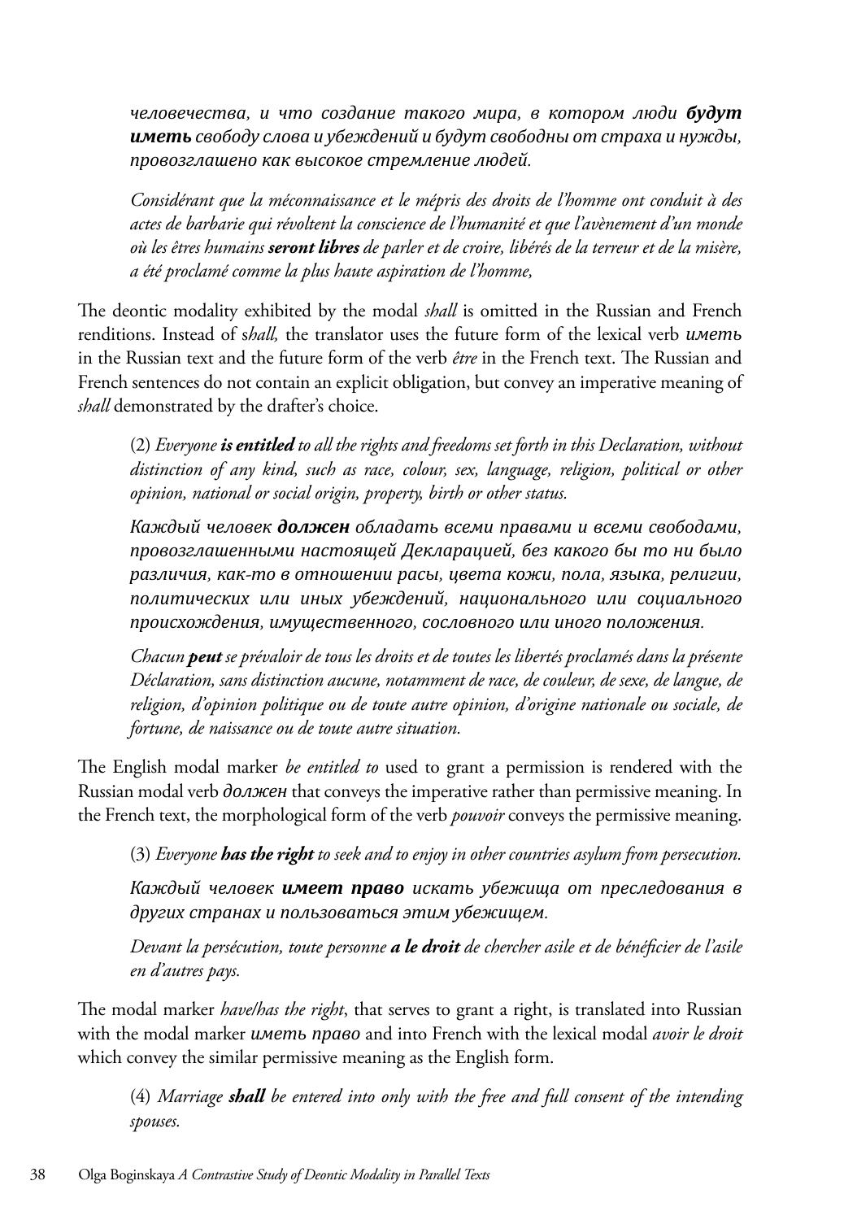*человечества, и что создание такого мира, в котором люди* ***будут иметь*** *свободу слова и убеждений и будут свободны от страха и нужды, провозглашено как высокое стремление людей.*

*Considérant que la méconnaissance et le mépris des droits de l'homme ont conduit à des actes de barbarie qui révoltent la conscience de l'humanité et que l'avènement d'un monde où les êtres humains* ***seront libres*** *de parler et de croire, libérés de la terreur et de la misère, a été proclamé comme la plus haute aspiration de l'homme,*

The deontic modality exhibited by the modal *shall* is omitted in the Russian and French renditions. Instead of s*hall,* the translator uses the future form of the lexical verb *иметь* in the Russian text and the future form of the verb *être* in the French text. The Russian and French sentences do not contain an explicit obligation, but convey an imperative meaning of *shall* demonstrated by the drafter's choice.

(2) *Everyone* ***is entitled*** *to all the rights and freedoms set forth in this Declaration, without distinction of any kind, such as race, colour, sex, language, religion, political or other opinion, national or social origin, property, birth or other status.*

*Каждый человек* ***должен*** *обладать всеми правами и всеми свободами, провозглашенными настоящей Декларацией, без какого бы то ни было различия, как-то в отношении расы, цвета кожи, пола, языка, религии, политических или иных убеждений, национального или социального происхождения, имущественного, сословного или иного положения.*

*Chacun* ***peut*** *se prévaloir de tous les droits et de toutes les libertés proclamés dans la présente Déclaration, sans distinction aucune, notamment de race, de couleur, de sexe, de langue, de religion, d'opinion politique ou de toute autre opinion, d'origine nationale ou sociale, de fortune, de naissance ou de toute autre situation.*

The English modal marker *be entitled to* used to grant a permission is rendered with the Russian modal verb *должен* that conveys the imperative rather than permissive meaning. In the French text, the morphological form of the verb *pouvoir* conveys the permissive meaning.

(3) *Everyone* ***has the right*** *to seek and to enjoy in other countries asylum from persecution.*

*Каждый человек* ***имеет право*** *искать убежища от преследования в других странах и пользоваться этим убежищем.*

*Devant la persécution, toute personne* ***a le droit*** *de chercher asile et de bénéficier de l'asile en d'autres pays.*

The modal marker *have/has the right*, that serves to grant a right, is translated into Russian with the modal marker *иметь право* and into French with the lexical modal *avoir le droit* which convey the similar permissive meaning as the English form.

(4) *Marriage* ***shall*** *be entered into only with the free and full consent of the intending spouses.*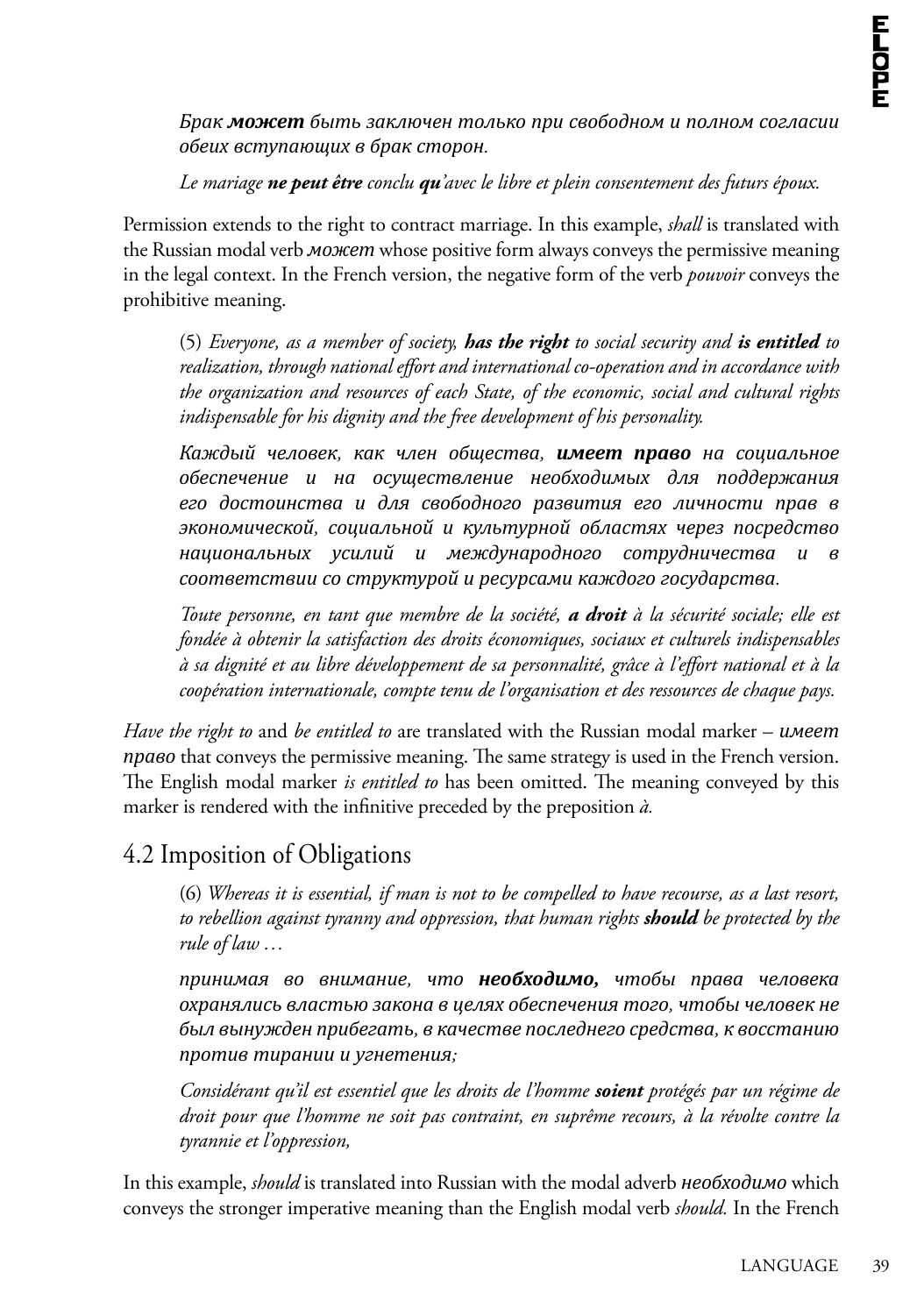*Брак **может** быть заключен только при свободном и полном согласии обеих вступающих в брак сторон.*

*Le mariage **ne peut être** conclu **qu**'avec le libre et plein consentement des futurs époux.*

Permission extends to the right to contract marriage. In this example, *shall* is translated with the Russian modal verb *может* whose positive form always conveys the permissive meaning in the legal context. In the French version, the negative form of the verb *pouvoir* conveys the prohibitive meaning.

(5) *Everyone, as a member of society, **has the right** to social security and **is entitled** to realization, through national effort and international co-operation and in accordance with the organization and resources of each State, of the economic, social and cultural rights indispensable for his dignity and the free development of his personality.*

*Каждый человек, как член общества, **имеет право** на социальное обеспечение и на осуществление необходимых для поддержания его достоинства и для свободного развития его личности прав в экономической, социальной и культурной областях через посредство национальных усилий и международного сотрудничества и в соответствии со структурой и ресурсами каждого государства.*

*Toute personne, en tant que membre de la société, **a droit** à la sécurité sociale; elle est fondée à obtenir la satisfaction des droits économiques, sociaux et culturels indispensables à sa dignité et au libre développement de sa personnalité, grâce à l'effort national et à la coopération internationale, compte tenu de l'organisation et des ressources de chaque pays.*

*Have the right to* and *be entitled to* are translated with the Russian modal marker – *имеет право* that conveys the permissive meaning. The same strategy is used in the French version. The English modal marker *is entitled to* has been omitted. The meaning conveyed by this marker is rendered with the infinitive preceded by the preposition *à.*

## 4.2 Imposition of Obligations

(6) *Whereas it is essential, if man is not to be compelled to have recourse, as a last resort, to rebellion against tyranny and oppression, that human rights **should** be protected by the rule of law …*

*принимая во внимание, что **необходимо,** чтобы права человека охранялись властью закона в целях обеспечения того, чтобы человек не был вынужден прибегать, в качестве последнего средства, к восстанию против тирании и угнетения;*

*Considérant qu'il est essentiel que les droits de l'homme **soient** protégés par un régime de droit pour que l'homme ne soit pas contraint, en suprême recours, à la révolte contre la tyrannie et l'oppression,*

In this example, *should* is translated into Russian with the modal adverb *необходимо* which conveys the stronger imperative meaning than the English modal verb *should.* In the French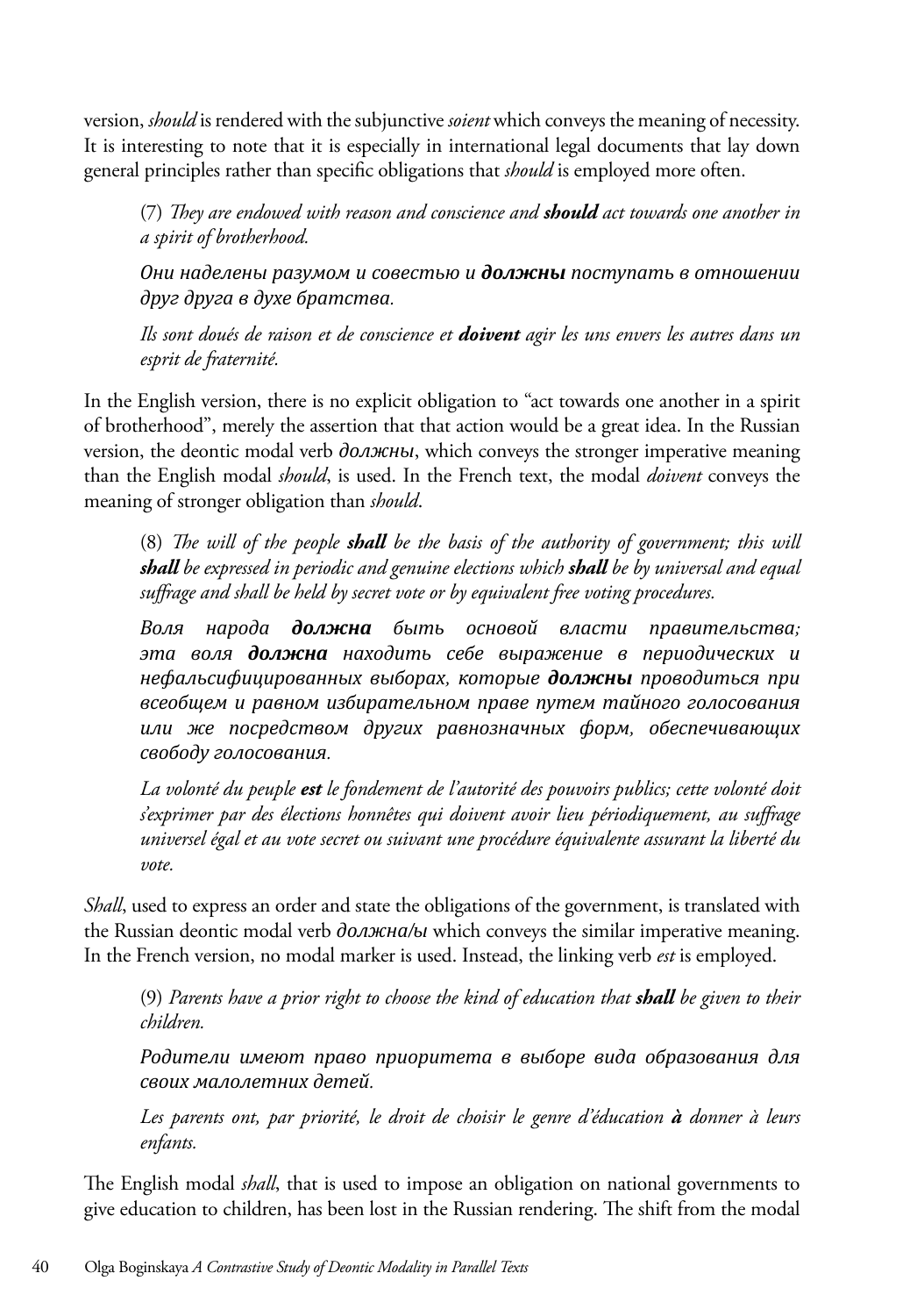version, *should* is rendered with the subjunctive *soient* which conveys the meaning of necessity. It is interesting to note that it is especially in international legal documents that lay down general principles rather than specific obligations that *should* is employed more often.

> (7) *They are endowed with reason and conscience and **should** act towards one another in a spirit of brotherhood.*
>
> *Они наделены разумом и совестью и **должны** поступать в отношении друг друга в духе братства.*
>
> *Ils sont doués de raison et de conscience et **doivent** agir les uns envers les autres dans un esprit de fraternité.*

In the English version, there is no explicit obligation to "act towards one another in a spirit of brotherhood", merely the assertion that that action would be a great idea. In the Russian version, the deontic modal verb *должны*, which conveys the stronger imperative meaning than the English modal *should*, is used. In the French text, the modal *doivent* conveys the meaning of stronger obligation than *should*.

> (8) *The will of the people **shall** be the basis of the authority of government; this will **shall** be expressed in periodic and genuine elections which **shall** be by universal and equal suffrage and shall be held by secret vote or by equivalent free voting procedures.*
>
> *Воля народа **должна** быть основой власти правительства; эта воля **должна** находить себе выражение в периодических и нефальсифицированных выборах, которые **должны** проводиться при всеобщем и равном избирательном праве путем тайного голосования или же посредством других равнозначных форм, обеспечивающих свободу голосования.*
>
> *La volonté du peuple **est** le fondement de l'autorité des pouvoirs publics; cette volonté doit s'exprimer par des élections honnêtes qui doivent avoir lieu périodiquement, au suffrage universel égal et au vote secret ou suivant une procédure équivalente assurant la liberté du vote.*

*Shall*, used to express an order and state the obligations of the government, is translated with the Russian deontic modal verb *должна/ы* which conveys the similar imperative meaning. In the French version, no modal marker is used. Instead, the linking verb *est* is employed.

> (9) *Parents have a prior right to choose the kind of education that **shall** be given to their children.*
>
> *Родители имеют право приоритета в выборе вида образования для своих малолетних детей.*
>
> *Les parents ont, par priorité, le droit de choisir le genre d'éducation **à** donner à leurs enfants.*

The English modal *shall*, that is used to impose an obligation on national governments to give education to children, has been lost in the Russian rendering. The shift from the modal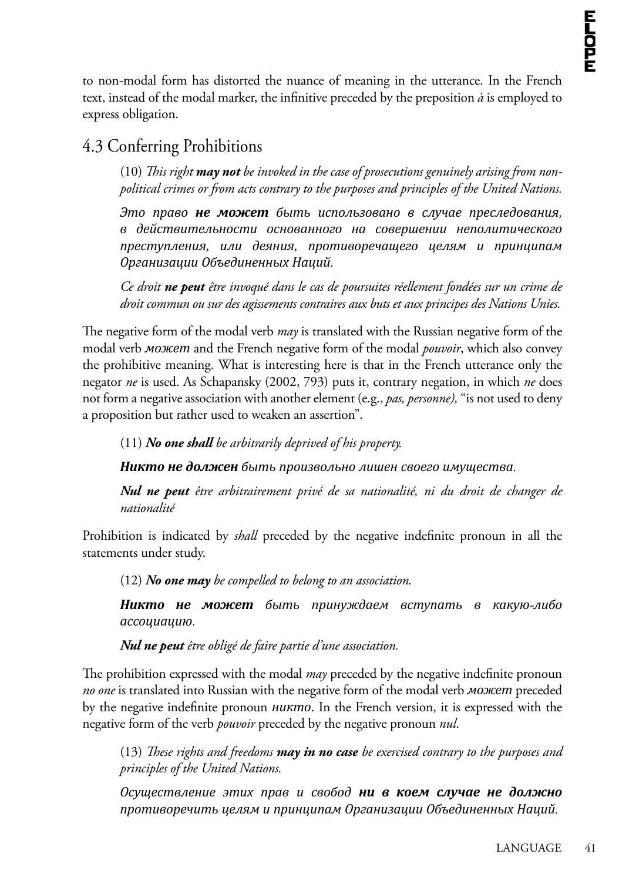to non-modal form has distorted the nuance of meaning in the utterance. In the French text, instead of the modal marker, the infinitive preceded by the preposition *à* is employed to express obligation.

## 4.3 Conferring Prohibitions

(10) *This right **may not** be invoked in the case of prosecutions genuinely arising from non-political crimes or from acts contrary to the purposes and principles of the United Nations.*

*Это право **не может** быть использовано в случае преследования, в действительности основанного на совершении неполитического преступления, или деяния, противоречащего целям и принципам Организации Объединенных Наций.*

*Ce droit **ne peut** être invoqué dans le cas de poursuites réellement fondées sur un crime de droit commun ou sur des agissements contraires aux buts et aux principes des Nations Unies.*

The negative form of the modal verb *may* is translated with the Russian negative form of the modal verb *может* and the French negative form of the modal *pouvoir*, which also convey the prohibitive meaning. What is interesting here is that in the French utterance only the negator *ne* is used. As Schapansky (2002, 793) puts it, contrary negation, in which *ne* does not form a negative association with another element (e.g., *pas, personne),* "is not used to deny a proposition but rather used to weaken an assertion".

(11) ***No one shall** be arbitrarily deprived of his property.*

***Никто не должен** быть произвольно лишен своего имущества.*

***Nul ne peut** être arbitrairement privé de sa nationalité, ni du droit de changer de nationalité*

Prohibition is indicated by *shall* preceded by the negative indefinite pronoun in all the statements under study.

(12) ***No one may** be compelled to belong to an association.*

***Никто не может** быть принуждаем вступать в какую-либо ассоциацию.*

***Nul ne peut** être obligé de faire partie d'une association.*

The prohibition expressed with the modal *may* preceded by the negative indefinite pronoun *no one* is translated into Russian with the negative form of the modal verb *может* preceded by the negative indefinite pronoun *никто*. In the French version, it is expressed with the negative form of the verb *pouvoir* preceded by the negative pronoun *nul*.

(13) *These rights and freedoms **may in no case** be exercised contrary to the purposes and principles of the United Nations.*

*Осуществление этих прав и свобод **ни в коем случае не должно** противоречить целям и принципам Организации Объединенных Наций.*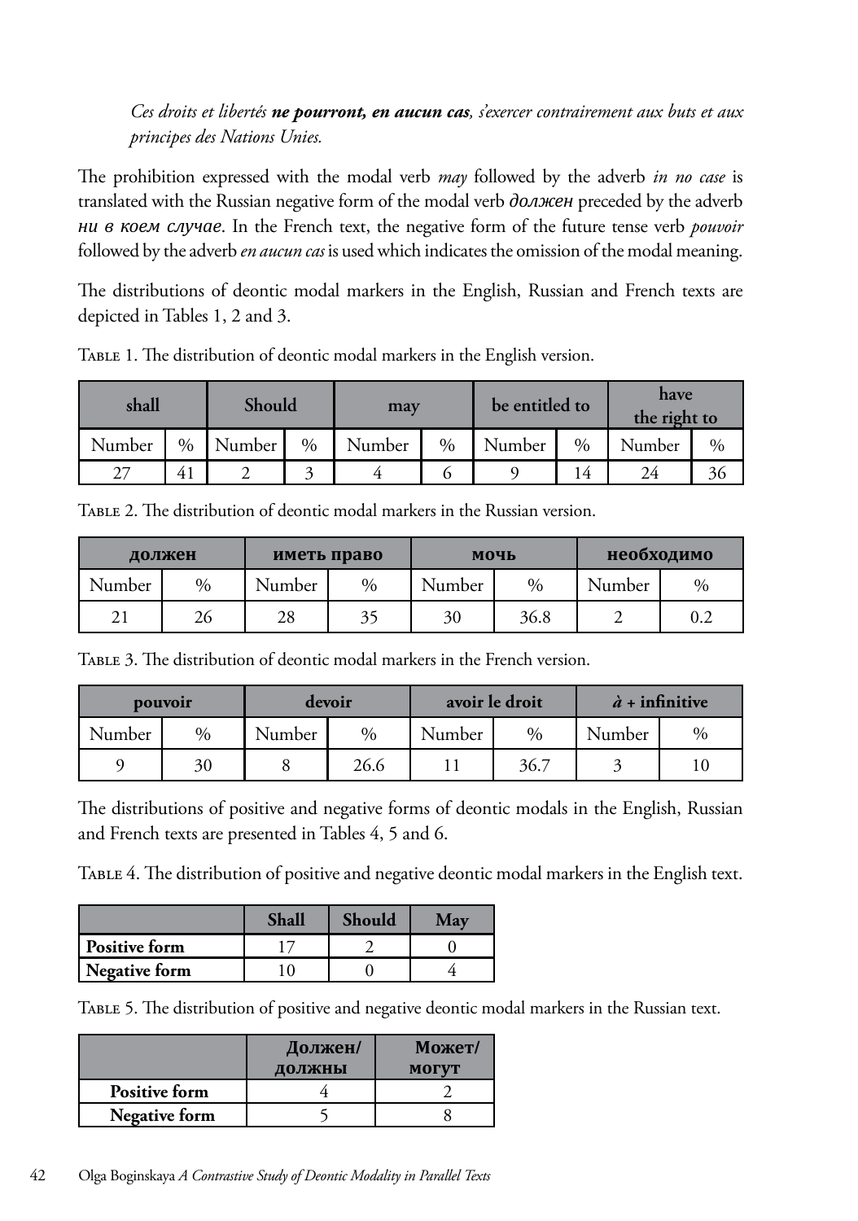*Ces droits et libertés **ne pourront, en aucun cas**, s'exercer contrairement aux buts et aux principes des Nations Unies.*

The prohibition expressed with the modal verb *may* followed by the adverb *in no case* is translated with the Russian negative form of the modal verb *должен* preceded by the adverb *ни в коем случае*. In the French text, the negative form of the future tense verb *pouvoir* followed by the adverb *en aucun cas* is used which indicates the omission of the modal meaning.

The distributions of deontic modal markers in the English, Russian and French texts are depicted in Tables 1, 2 and 3.

Table 1. The distribution of deontic modal markers in the English version.

| **shall** | | **Should** | | **may** | | **be entitled to** | | **have the right to** | |
|---|---|---|---|---|---|---|---|---|---|
| Number | % | Number | % | Number | % | Number | % | Number | % |
| 27 | 41 | 2 | 3 | 4 | 6 | 9 | 14 | 24 | 36 |

Table 2. The distribution of deontic modal markers in the Russian version.

| **должен** | | **иметь право** | | **мочь** | | **необходимо** | |
|---|---|---|---|---|---|---|---|
| Number | % | Number | % | Number | % | Number | % |
| 21 | 26 | 28 | 35 | 30 | 36.8 | 2 | 0.2 |

Table 3. The distribution of deontic modal markers in the French version.

| **pouvoir** | | **devoir** | | **avoir le droit** | | ***à* + infinitive** | |
|---|---|---|---|---|---|---|---|
| Number | % | Number | % | Number | % | Number | % |
| 9 | 30 | 8 | 26.6 | 11 | 36.7 | 3 | 10 |

The distributions of positive and negative forms of deontic modals in the English, Russian and French texts are presented in Tables 4, 5 and 6.

Table 4. The distribution of positive and negative deontic modal markers in the English text.

| | **Shall** | **Should** | **May** |
|---|---|---|---|
| **Positive form** | 17 | 2 | 0 |
| **Negative form** | 10 | 0 | 4 |

Table 5. The distribution of positive and negative deontic modal markers in the Russian text.

| | **Должен/ должны** | **Может/ могут** |
|---|---|---|
| **Positive form** | 4 | 2 |
| **Negative form** | 5 | 8 |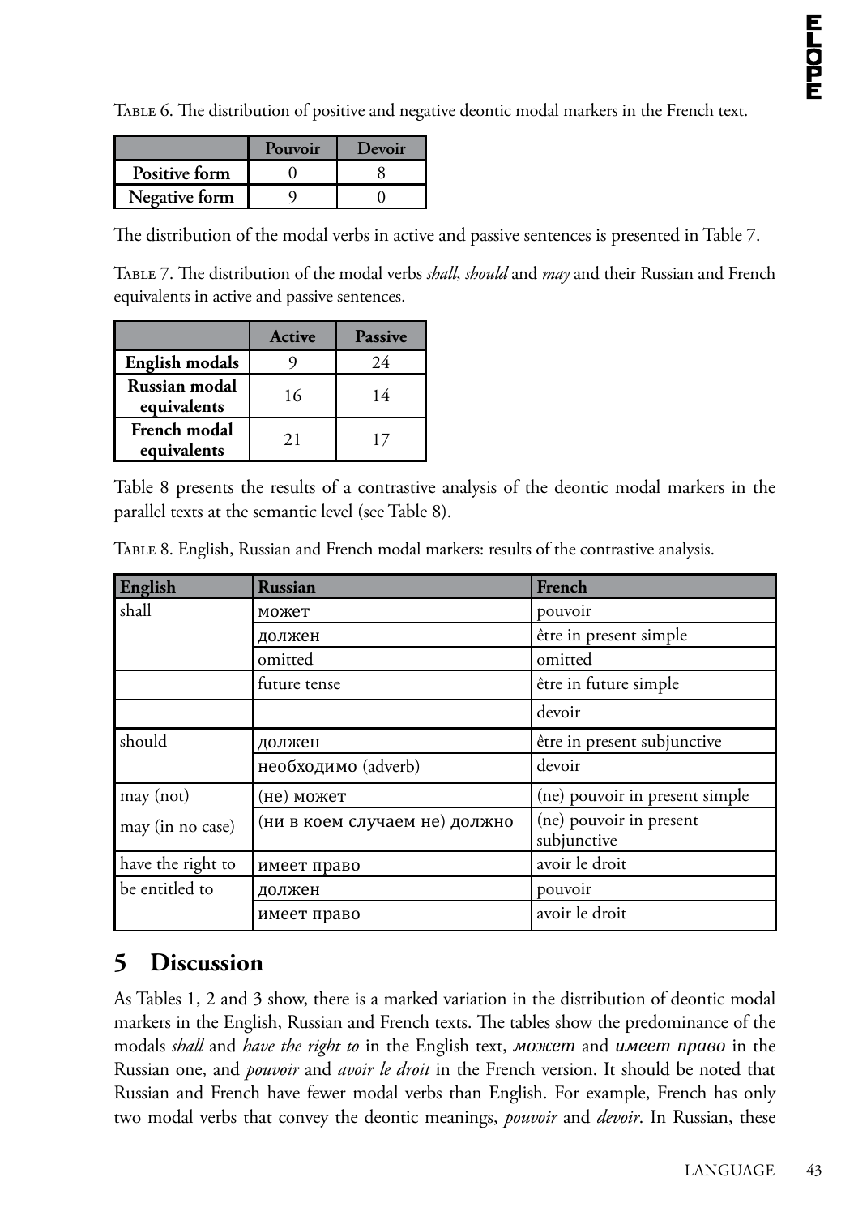Table 6. The distribution of positive and negative deontic modal markers in the French text.

| | Pouvoir | Devoir |
|---|---|---|
| **Positive form** | 0 | 8 |
| **Negative form** | 9 | 0 |

The distribution of the modal verbs in active and passive sentences is presented in Table 7.

Table 7. The distribution of the modal verbs *shall*, *should* and *may* and their Russian and French equivalents in active and passive sentences.

| | Active | Passive |
|---|---|---|
| **English modals** | 9 | 24 |
| **Russian modal equivalents** | 16 | 14 |
| **French modal equivalents** | 21 | 17 |

Table 8 presents the results of a contrastive analysis of the deontic modal markers in the parallel texts at the semantic level (see Table 8).

Table 8. English, Russian and French modal markers: results of the contrastive analysis.

| English | Russian | French |
|---|---|---|
| shall | может | pouvoir |
| | должен | être in present simple |
| | omitted | omitted |
| | future tense | être in future simple |
| | | devoir |
| should | должен | être in present subjunctive |
| | необходимо (adverb) | devoir |
| may (not) | (не) может | (ne) pouvoir in present simple |
| may (in no case) | (ни в коем случаем не) должно | (ne) pouvoir in present subjunctive |
| have the right to | имеет право | avoir le droit |
| be entitled to | должен | pouvoir |
| | имеет право | avoir le droit |

## 5 Discussion

As Tables 1, 2 and 3 show, there is a marked variation in the distribution of deontic modal markers in the English, Russian and French texts. The tables show the predominance of the modals *shall* and *have the right to* in the English text, *может* and *имеет право* in the Russian one, and *pouvoir* and *avoir le droit* in the French version. It should be noted that Russian and French have fewer modal verbs than English. For example, French has only two modal verbs that convey the deontic meanings, *pouvoir* and *devoir*. In Russian, these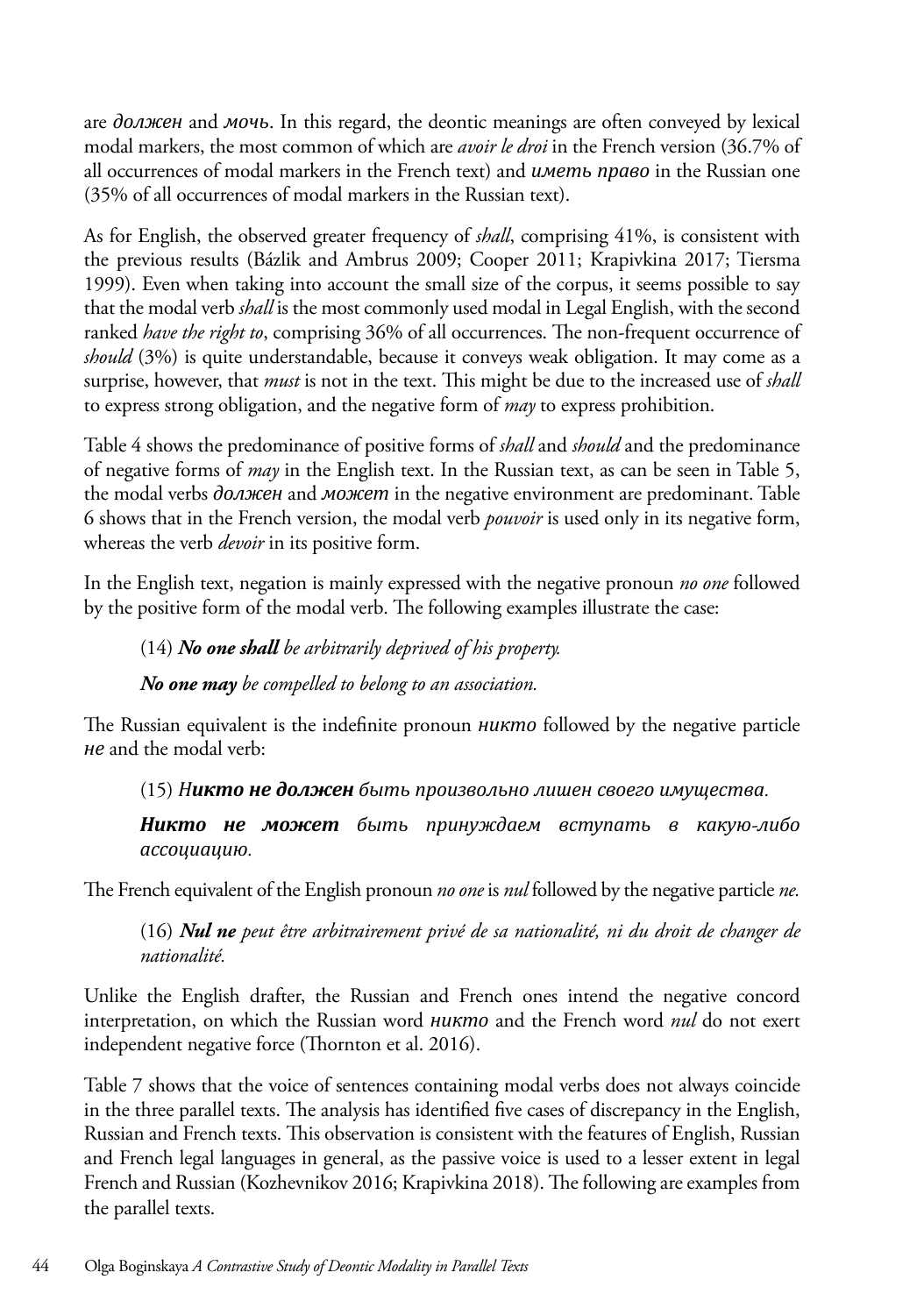are *должен* and *мочь*. In this regard, the deontic meanings are often conveyed by lexical modal markers, the most common of which are *avoir le droi* in the French version (36.7% of all occurrences of modal markers in the French text) and *иметь право* in the Russian one (35% of all occurrences of modal markers in the Russian text).

As for English, the observed greater frequency of *shall*, comprising 41%, is consistent with the previous results (Bázlik and Ambrus 2009; Cooper 2011; Krapivkina 2017; Tiersma 1999). Even when taking into account the small size of the corpus, it seems possible to say that the modal verb *shall* is the most commonly used modal in Legal English, with the second ranked *have the right to*, comprising 36% of all occurrences. The non-frequent occurrence of *should* (3%) is quite understandable, because it conveys weak obligation. It may come as a surprise, however, that *must* is not in the text. This might be due to the increased use of *shall* to express strong obligation, and the negative form of *may* to express prohibition.

Table 4 shows the predominance of positive forms of *shall* and *should* and the predominance of negative forms of *may* in the English text. In the Russian text, as can be seen in Table 5, the modal verbs *должен* and *может* in the negative environment are predominant. Table 6 shows that in the French version, the modal verb *pouvoir* is used only in its negative form, whereas the verb *devoir* in its positive form.

In the English text, negation is mainly expressed with the negative pronoun *no one* followed by the positive form of the modal verb. The following examples illustrate the case:

> (14) ***No one shall*** *be arbitrarily deprived of his property.*
>
> ***No one may*** *be compelled to belong to an association.*

The Russian equivalent is the indefinite pronoun *никто* followed by the negative particle *не* and the modal verb:

> (15) *Н**икто не должен** быть произвольно лишен своего имущества.*
>
> ***Никто не может*** *быть принуждаем вступать в какую-либо ассоциацию.*

The French equivalent of the English pronoun *no one* is *nul* followed by the negative particle *ne.*

> (16) ***Nul ne*** *peut être arbitrairement privé de sa nationalité, ni du droit de changer de nationalité.*

Unlike the English drafter, the Russian and French ones intend the negative concord interpretation, on which the Russian word *никто* and the French word *nul* do not exert independent negative force (Thornton et al. 2016).

Table 7 shows that the voice of sentences containing modal verbs does not always coincide in the three parallel texts. The analysis has identified five cases of discrepancy in the English, Russian and French texts. This observation is consistent with the features of English, Russian and French legal languages in general, as the passive voice is used to a lesser extent in legal French and Russian (Kozhevnikov 2016; Krapivkina 2018). The following are examples from the parallel texts.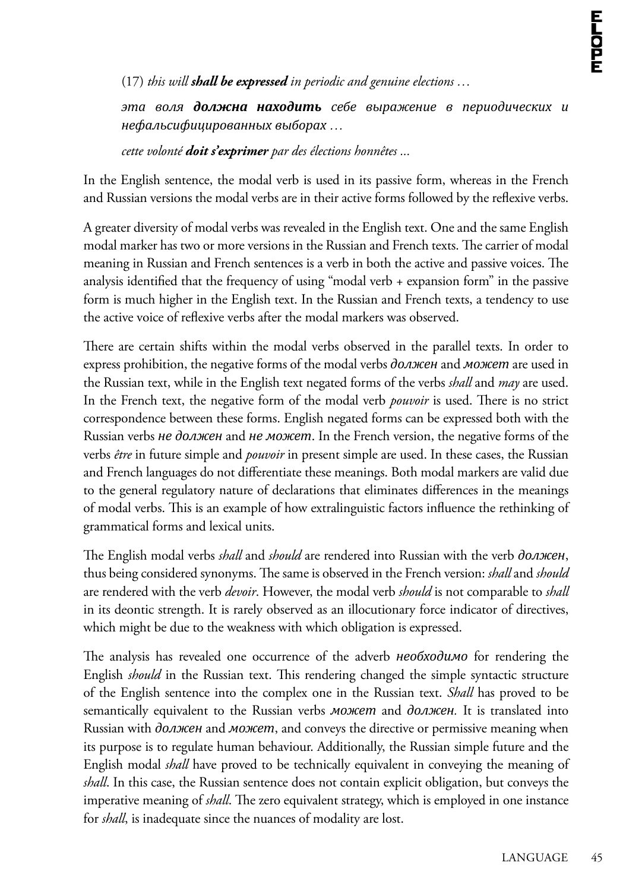(17) *this will **shall be expressed** in periodic and genuine elections …*

*эта воля **должна находить** себе выражение в периодических и нефальсифицированных выборах …*

*cette volonté **doit s'exprimer** par des élections honnêtes ...*

In the English sentence, the modal verb is used in its passive form, whereas in the French and Russian versions the modal verbs are in their active forms followed by the reflexive verbs.

A greater diversity of modal verbs was revealed in the English text. One and the same English modal marker has two or more versions in the Russian and French texts. The carrier of modal meaning in Russian and French sentences is a verb in both the active and passive voices. The analysis identified that the frequency of using "modal verb + expansion form" in the passive form is much higher in the English text. In the Russian and French texts, a tendency to use the active voice of reflexive verbs after the modal markers was observed.

There are certain shifts within the modal verbs observed in the parallel texts. In order to express prohibition, the negative forms of the modal verbs *должен* and *может* are used in the Russian text, while in the English text negated forms of the verbs *shall* and *may* are used. In the French text, the negative form of the modal verb *pouvoir* is used. There is no strict correspondence between these forms. English negated forms can be expressed both with the Russian verbs *не должен* and *не может*. In the French version, the negative forms of the verbs *être* in future simple and *pouvoir* in present simple are used. In these cases, the Russian and French languages do not differentiate these meanings. Both modal markers are valid due to the general regulatory nature of declarations that eliminates differences in the meanings of modal verbs. This is an example of how extralinguistic factors influence the rethinking of grammatical forms and lexical units.

The English modal verbs *shall* and *should* are rendered into Russian with the verb *должен*, thus being considered synonyms. The same is observed in the French version: *shall* and *should* are rendered with the verb *devoir*. However, the modal verb *should* is not comparable to *shall* in its deontic strength. It is rarely observed as an illocutionary force indicator of directives, which might be due to the weakness with which obligation is expressed.

The analysis has revealed one occurrence of the adverb *необходимо* for rendering the English *should* in the Russian text. This rendering changed the simple syntactic structure of the English sentence into the complex one in the Russian text. *Shall* has proved to be semantically equivalent to the Russian verbs *может* and *должен.* It is translated into Russian with *должен* and *может*, and conveys the directive or permissive meaning when its purpose is to regulate human behaviour. Additionally, the Russian simple future and the English modal *shall* have proved to be technically equivalent in conveying the meaning of *shall*. In this case, the Russian sentence does not contain explicit obligation, but conveys the imperative meaning of *shall*. The zero equivalent strategy, which is employed in one instance for *shall*, is inadequate since the nuances of modality are lost.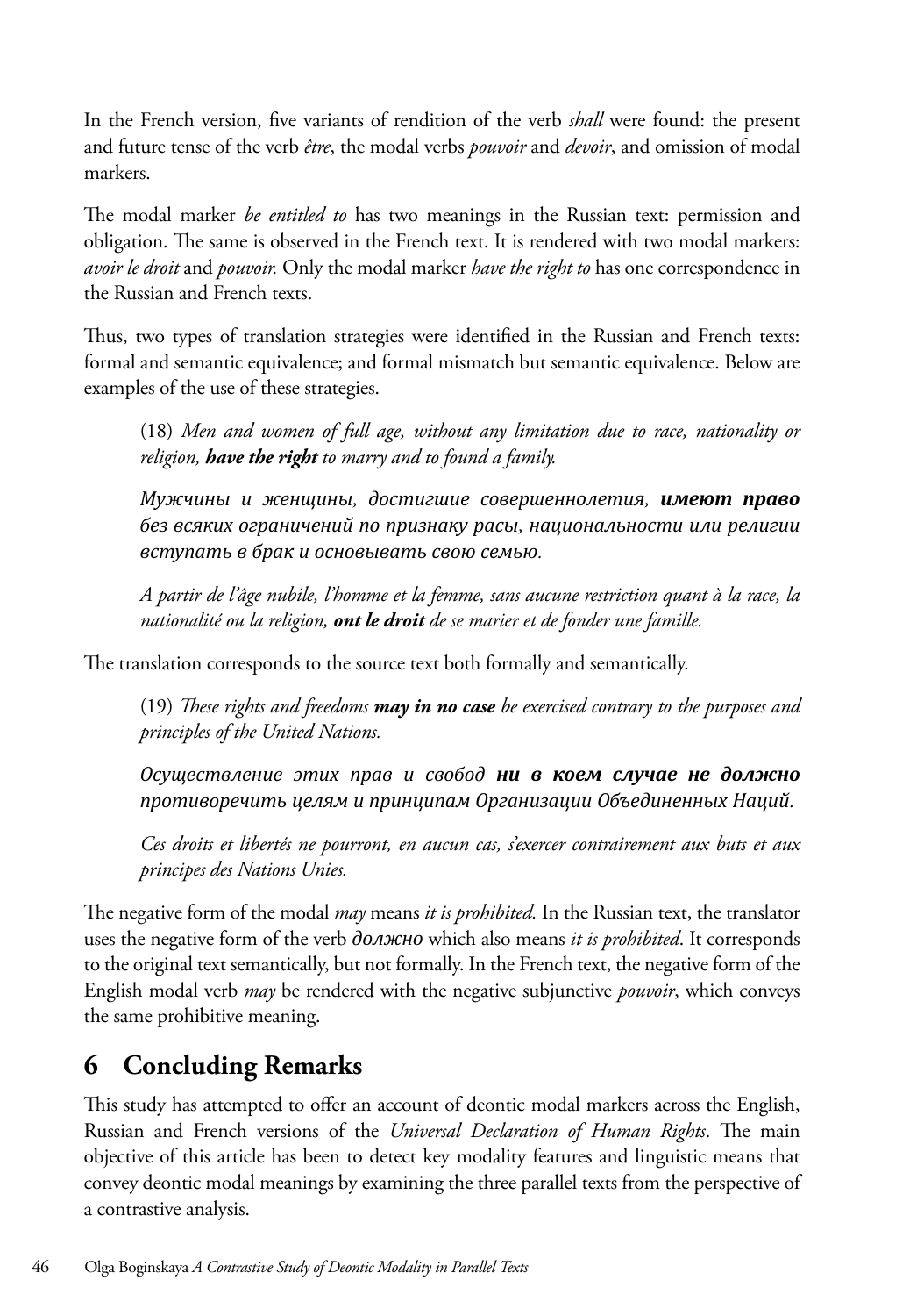In the French version, five variants of rendition of the verb *shall* were found: the present and future tense of the verb *être*, the modal verbs *pouvoir* and *devoir*, and omission of modal markers.

The modal marker *be entitled to* has two meanings in the Russian text: permission and obligation. The same is observed in the French text. It is rendered with two modal markers: *avoir le droit* and *pouvoir.* Only the modal marker *have the right to* has one correspondence in the Russian and French texts.

Thus, two types of translation strategies were identified in the Russian and French texts: formal and semantic equivalence; and formal mismatch but semantic equivalence. Below are examples of the use of these strategies.

> (18) *Men and women of full age, without any limitation due to race, nationality or religion, **have the right** to marry and to found a family.*
>
> *Мужчины и женщины, достигшие совершеннолетия, **имеют право** без всяких ограничений по признаку расы, национальности или религии вступать в брак и основывать свою семью.*
>
> *A partir de l'âge nubile, l'homme et la femme, sans aucune restriction quant à la race, la nationalité ou la religion, **ont le droit** de se marier et de fonder une famille.*

The translation corresponds to the source text both formally and semantically.

> (19) *These rights and freedoms **may in no case** be exercised contrary to the purposes and principles of the United Nations.*
>
> *Осуществление этих прав и свобод **ни в коем случае не должно** противоречить целям и принципам Организации Объединенных Наций.*
>
> *Ces droits et libertés ne pourront, en aucun cas, s'exercer contrairement aux buts et aux principes des Nations Unies.*

The negative form of the modal *may* means *it is prohibited.* In the Russian text, the translator uses the negative form of the verb *должно* which also means *it is prohibited*. It corresponds to the original text semantically, but not formally. In the French text, the negative form of the English modal verb *may* be rendered with the negative subjunctive *pouvoir*, which conveys the same prohibitive meaning.

## 6 Concluding Remarks

This study has attempted to offer an account of deontic modal markers across the English, Russian and French versions of the *Universal Declaration of Human Rights*. The main objective of this article has been to detect key modality features and linguistic means that convey deontic modal meanings by examining the three parallel texts from the perspective of a contrastive analysis.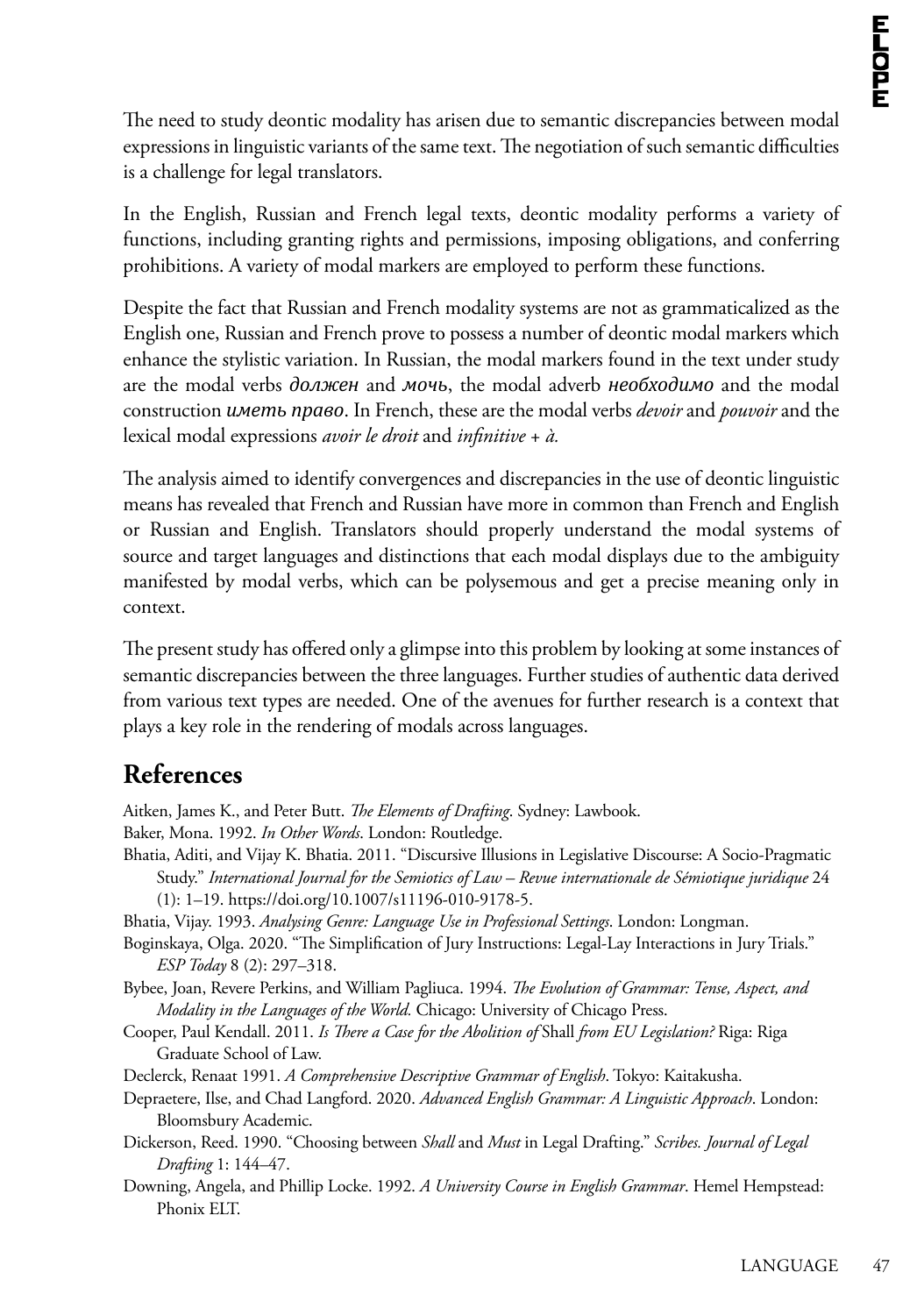The need to study deontic modality has arisen due to semantic discrepancies between modal expressions in linguistic variants of the same text. The negotiation of such semantic difficulties is a challenge for legal translators.

In the English, Russian and French legal texts, deontic modality performs a variety of functions, including granting rights and permissions, imposing obligations, and conferring prohibitions. A variety of modal markers are employed to perform these functions.

Despite the fact that Russian and French modality systems are not as grammaticalized as the English one, Russian and French prove to possess a number of deontic modal markers which enhance the stylistic variation. In Russian, the modal markers found in the text under study are the modal verbs *должен* and *мочь*, the modal adverb *необходимо* and the modal construction *иметь право*. In French, these are the modal verbs *devoir* and *pouvoir* and the lexical modal expressions *avoir le droit* and *infinitive + à.*

The analysis aimed to identify convergences and discrepancies in the use of deontic linguistic means has revealed that French and Russian have more in common than French and English or Russian and English. Translators should properly understand the modal systems of source and target languages and distinctions that each modal displays due to the ambiguity manifested by modal verbs, which can be polysemous and get a precise meaning only in context.

The present study has offered only a glimpse into this problem by looking at some instances of semantic discrepancies between the three languages. Further studies of authentic data derived from various text types are needed. One of the avenues for further research is a context that plays a key role in the rendering of modals across languages.

## References

Aitken, James K., and Peter Butt. *The Elements of Drafting*. Sydney: Lawbook.

Baker, Mona. 1992. *In Other Words*. London: Routledge.

Bhatia, Aditi, and Vijay K. Bhatia. 2011. "Discursive Illusions in Legislative Discourse: A Socio-Pragmatic Study." *International Journal for the Semiotics of Law – Revue internationale de Sémiotique juridique* 24 (1): 1–19. https://doi.org/10.1007/s11196-010-9178-5.

Bhatia, Vijay. 1993. *Analysing Genre: Language Use in Professional Settings*. London: Longman.

Boginskaya, Olga. 2020. "The Simplification of Jury Instructions: Legal-Lay Interactions in Jury Trials." *ESP Today* 8 (2): 297–318.

Bybee, Joan, Revere Perkins, and William Pagliuca. 1994. *The Evolution of Grammar: Tense, Aspect, and Modality in the Languages of the World.* Chicago: University of Chicago Press.

Cooper, Paul Kendall. 2011. *Is There a Case for the Abolition of* Shall *from EU Legislation?* Riga: Riga Graduate School of Law.

Declerck, Renaat 1991. *A Comprehensive Descriptive Grammar of English*. Tokyo: Kaitakusha.

Depraetere, Ilse, and Chad Langford. 2020. *Advanced English Grammar: A Linguistic Approach*. London: Bloomsbury Academic.

Dickerson, Reed. 1990. "Choosing between *Shall* and *Must* in Legal Drafting." *Scribes. Journal of Legal Drafting* 1: 144–47.

Downing, Angela, and Phillip Locke. 1992. *A University Course in English Grammar*. Hemel Hempstead: Phonix ELT.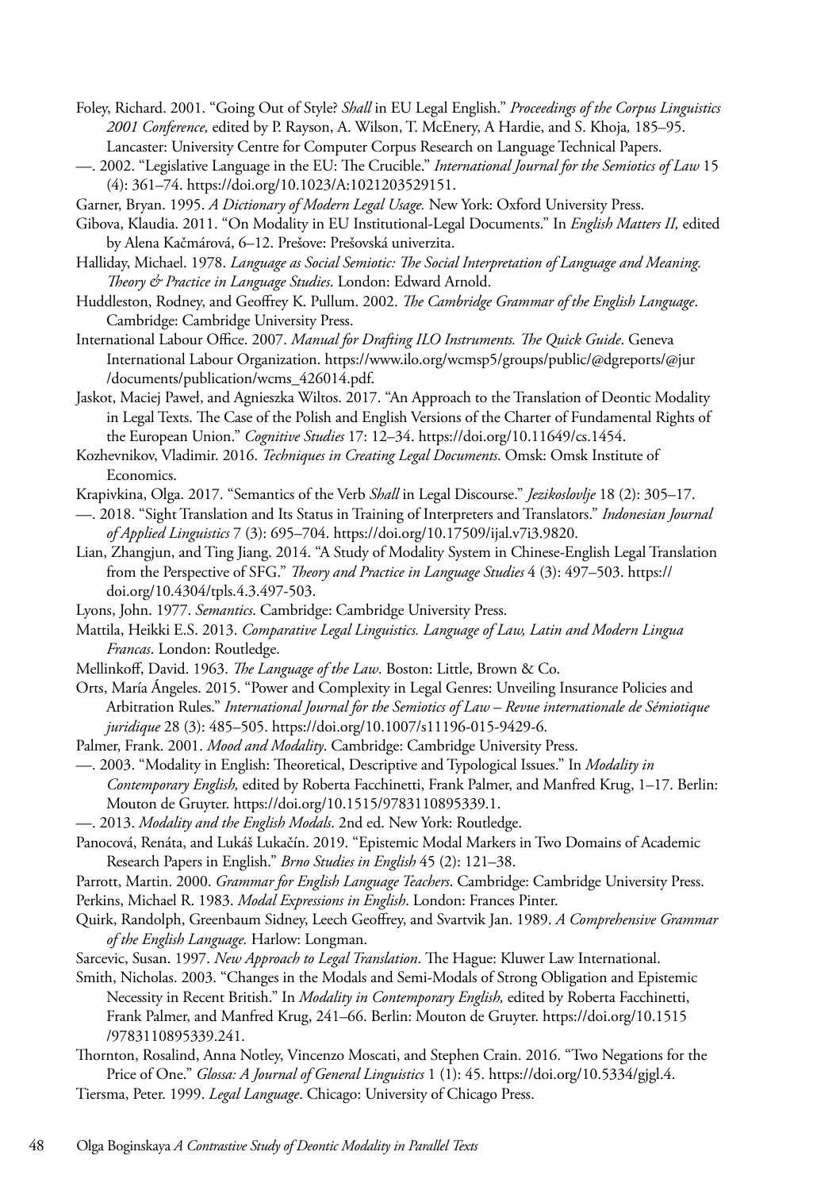Foley, Richard. 2001. "Going Out of Style? *Shall* in EU Legal English." *Proceedings of the Corpus Linguistics 2001 Conference,* edited by P. Rayson, A. Wilson, T. McEnery, A Hardie, and S. Khoja*,* 185–95. Lancaster: University Centre for Computer Corpus Research on Language Technical Papers.

—. 2002. "Legislative Language in the EU: The Crucible." *International Journal for the Semiotics of Law* 15 (4): 361–74. https://doi.org/10.1023/A:1021203529151.

Garner, Bryan. 1995. *A Dictionary of Modern Legal Usage.* New York: Oxford University Press.

Gibova, Klaudia. 2011. "On Modality in EU Institutional-Legal Documents." In *English Matters II,* edited by Alena Kačmárová, 6–12. Prešove: Prešovská univerzita.

Halliday, Michael. 1978. *Language as Social Semiotic: The Social Interpretation of Language and Meaning. Theory & Practice in Language Studies*. London: Edward Arnold.

Huddleston, Rodney, and Geoffrey K. Pullum. 2002. *The Cambridge Grammar of the English Language*. Cambridge: Cambridge University Press.

International Labour Office. 2007. *Manual for Drafting ILO Instruments. The Quick Guide*. Geneva International Labour Organization. https://www.ilo.org/wcmsp5/groups/public/@dgreports/@jur/documents/publication/wcms_426014.pdf.

Jaskot, Maciej Paweł, and Agnieszka Wiltos. 2017. "An Approach to the Translation of Deontic Modality in Legal Texts. The Case of the Polish and English Versions of the Charter of Fundamental Rights of the European Union." *Cognitive Studies* 17: 12–34. https://doi.org/10.11649/cs.1454.

Kozhevnikov, Vladimir. 2016. *Techniques in Creating Legal Documents*. Omsk: Omsk Institute of Economics.

Krapivkina, Olga. 2017. "Semantics of the Verb *Shall* in Legal Discourse." *Jezikoslovlje* 18 (2): 305–17.

—. 2018. "Sight Translation and Its Status in Training of Interpreters and Translators." *Indonesian Journal of Applied Linguistics* 7 (3): 695–704. https://doi.org/10.17509/ijal.v7i3.9820.

Lian, Zhangjun, and Ting Jiang. 2014. "A Study of Modality System in Chinese-English Legal Translation from the Perspective of SFG." *Theory and Practice in Language Studies* 4 (3): 497–503. https://doi.org/10.4304/tpls.4.3.497-503.

Lyons, John. 1977. *Semantics*. Cambridge: Cambridge University Press.

Mattila, Heikki E.S. 2013. *Comparative Legal Linguistics. Language of Law, Latin and Modern Lingua Francas*. London: Routledge.

Mellinkoff, David. 1963. *The Language of the Law*. Boston: Little, Brown & Co.

Orts, María Ángeles. 2015. "Power and Complexity in Legal Genres: Unveiling Insurance Policies and Arbitration Rules." *International Journal for the Semiotics of Law – Revue internationale de Sémiotique juridique* 28 (3): 485–505. https://doi.org/10.1007/s11196-015-9429-6.

Palmer, Frank. 2001. *Mood and Modality*. Cambridge: Cambridge University Press.

—. 2003. "Modality in English: Theoretical, Descriptive and Typological Issues." In *Modality in Contemporary English,* edited by Roberta Facchinetti, Frank Palmer, and Manfred Krug, 1–17. Berlin: Mouton de Gruyter. https://doi.org/10.1515/9783110895339.1.

—. 2013. *Modality and the English Modals*. 2nd ed. New York: Routledge.

Panocová, Renáta, and Lukáš Lukačín. 2019. "Epistemic Modal Markers in Two Domains of Academic Research Papers in English." *Brno Studies in English* 45 (2): 121–38.

Parrott, Martin. 2000. *Grammar for English Language Teachers*. Cambridge: Cambridge University Press.

Perkins, Michael R. 1983. *Modal Expressions in English*. London: Frances Pinter.

Quirk, Randolph, Greenbaum Sidney, Leech Geoffrey, and Svartvik Jan. 1989. *A Comprehensive Grammar of the English Language.* Harlow: Longman.

Sarcevic, Susan. 1997. *New Approach to Legal Translation*. The Hague: Kluwer Law International.

Smith, Nicholas. 2003. "Changes in the Modals and Semi-Modals of Strong Obligation and Epistemic Necessity in Recent British." In *Modality in Contemporary English,* edited by Roberta Facchinetti, Frank Palmer, and Manfred Krug, 241–66. Berlin: Mouton de Gruyter. https://doi.org/10.1515/9783110895339.241.

Thornton, Rosalind, Anna Notley, Vincenzo Moscati, and Stephen Crain. 2016. "Two Negations for the Price of One." *Glossa: A Journal of General Linguistics* 1 (1): 45. https://doi.org/10.5334/gjgl.4.

Tiersma, Peter. 1999. *Legal Language*. Chicago: University of Chicago Press.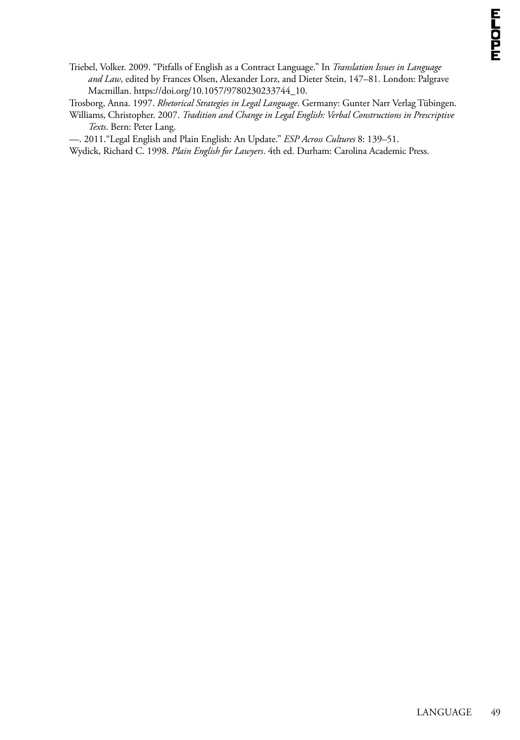Triebel, Volker. 2009. "Pitfalls of English as a Contract Language." In *Translation Issues in Language and Law*, edited by Frances Olsen, Alexander Lorz, and Dieter Stein, 147–81. London: Palgrave Macmillan. https://doi.org/10.1057/9780230233744_10.

Trosborg, Anna. 1997. *Rhetorical Strategies in Legal Language*. Germany: Gunter Narr Verlag Tübingen.

Williams, Christopher. 2007. *Tradition and Change in Legal English: Verbal Constructions in Prescriptive Texts*. Bern: Peter Lang.

—. 2011. "Legal English and Plain English: An Update." *ESP Across Cultures* 8: 139–51.

Wydick, Richard C. 1998. *Plain English for Lawyers*. 4th ed. Durham: Carolina Academic Press.